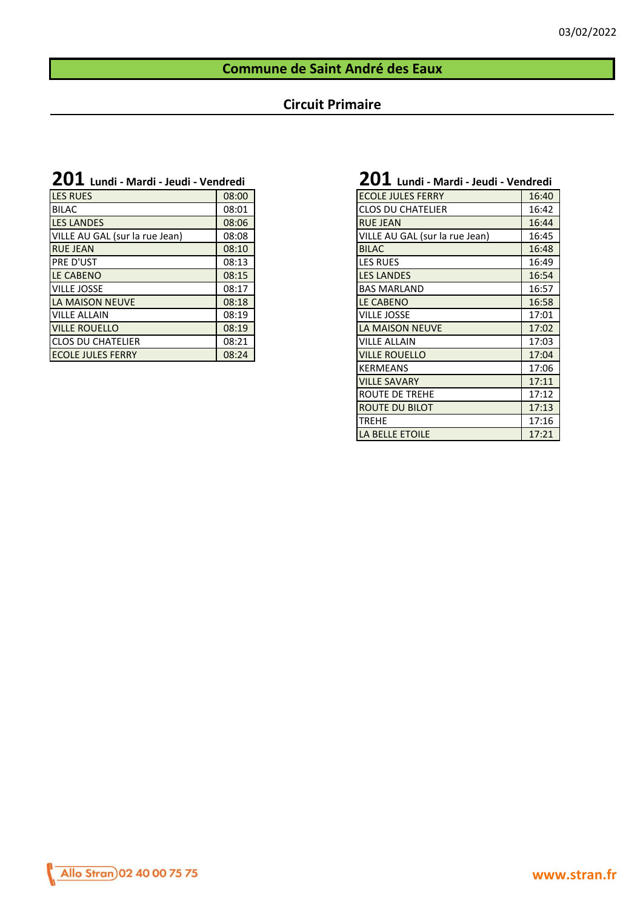03/02/2022

# Commune de Saint André des Eaux

## Circuit Primaire

### 201 Lundi - Mardi - Jeudi - Vendredi

| | |
|---|---|
| LES RUES | 08:00 |
| BILAC | 08:01 |
| LES LANDES | 08:06 |
| VILLE AU GAL (sur la rue Jean) | 08:08 |
| RUE JEAN | 08:10 |
| PRE D'UST | 08:13 |
| LE CABENO | 08:15 |
| VILLE JOSSE | 08:17 |
| LA MAISON NEUVE | 08:18 |
| VILLE ALLAIN | 08:19 |
| VILLE ROUELLO | 08:19 |
| CLOS DU CHATELIER | 08:21 |
| ECOLE JULES FERRY | 08:24 |

### 201 Lundi - Mardi - Jeudi - Vendredi

| | |
|---|---|
| ECOLE JULES FERRY | 16:40 |
| CLOS DU CHATELIER | 16:42 |
| RUE JEAN | 16:44 |
| VILLE AU GAL (sur la rue Jean) | 16:45 |
| BILAC | 16:48 |
| LES RUES | 16:49 |
| LES LANDES | 16:54 |
| BAS MARLAND | 16:57 |
| LE CABENO | 16:58 |
| VILLE JOSSE | 17:01 |
| LA MAISON NEUVE | 17:02 |
| VILLE ALLAIN | 17:03 |
| VILLE ROUELLO | 17:04 |
| KERMEANS | 17:06 |
| VILLE SAVARY | 17:11 |
| ROUTE DE TREHE | 17:12 |
| ROUTE DU BILOT | 17:13 |
| TREHE | 17:16 |
| LA BELLE ETOILE | 17:21 |

Allo Stran 02 40 00 75 75

www.stran.fr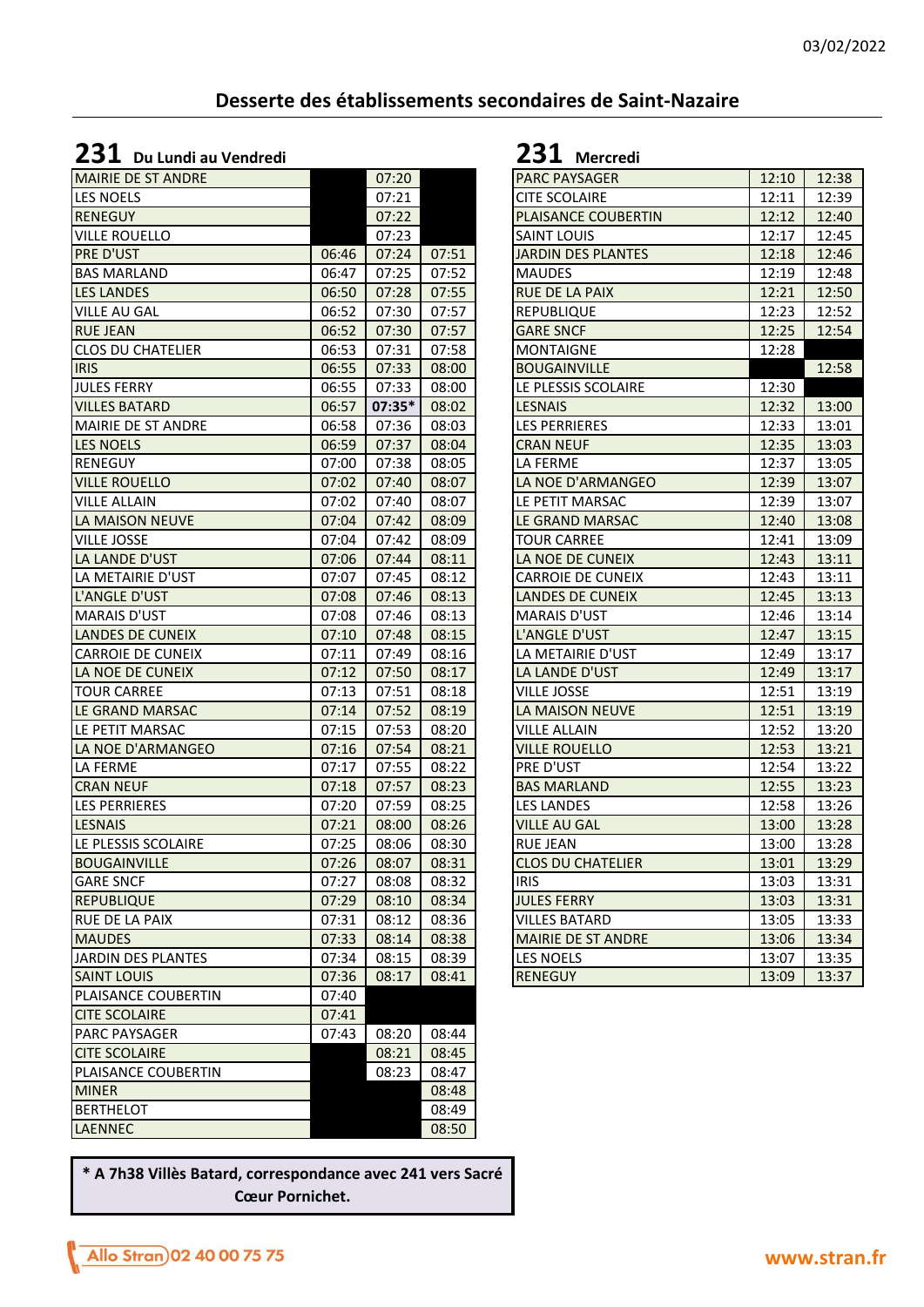03/02/2022

## Desserte des établissements secondaires de Saint-Nazaire

### 231 Du Lundi au Vendredi

| Arrêt | | | |
|---|---|---|---|
| MAIRIE DE ST ANDRE | | 07:20 | |
| LES NOELS | | 07:21 | |
| RENEGUY | | 07:22 | |
| VILLE ROUELLO | | 07:23 | |
| PRE D'UST | 06:46 | 07:24 | 07:51 |
| BAS MARLAND | 06:47 | 07:25 | 07:52 |
| LES LANDES | 06:50 | 07:28 | 07:55 |
| VILLE AU GAL | 06:52 | 07:30 | 07:57 |
| RUE JEAN | 06:52 | 07:30 | 07:57 |
| CLOS DU CHATELIER | 06:53 | 07:31 | 07:58 |
| IRIS | 06:55 | 07:33 | 08:00 |
| JULES FERRY | 06:55 | 07:33 | 08:00 |
| VILLES BATARD | 06:57 | **07:35*** | 08:02 |
| MAIRIE DE ST ANDRE | 06:58 | 07:36 | 08:03 |
| LES NOELS | 06:59 | 07:37 | 08:04 |
| RENEGUY | 07:00 | 07:38 | 08:05 |
| VILLE ROUELLO | 07:02 | 07:40 | 08:07 |
| VILLE ALLAIN | 07:02 | 07:40 | 08:07 |
| LA MAISON NEUVE | 07:04 | 07:42 | 08:09 |
| VILLE JOSSE | 07:04 | 07:42 | 08:09 |
| LA LANDE D'UST | 07:06 | 07:44 | 08:11 |
| LA METAIRIE D'UST | 07:07 | 07:45 | 08:12 |
| L'ANGLE D'UST | 07:08 | 07:46 | 08:13 |
| MARAIS D'UST | 07:08 | 07:46 | 08:13 |
| LANDES DE CUNEIX | 07:10 | 07:48 | 08:15 |
| CARROIE DE CUNEIX | 07:11 | 07:49 | 08:16 |
| LA NOE DE CUNEIX | 07:12 | 07:50 | 08:17 |
| TOUR CARREE | 07:13 | 07:51 | 08:18 |
| LE GRAND MARSAC | 07:14 | 07:52 | 08:19 |
| LE PETIT MARSAC | 07:15 | 07:53 | 08:20 |
| LA NOE D'ARMANGEO | 07:16 | 07:54 | 08:21 |
| LA FERME | 07:17 | 07:55 | 08:22 |
| CRAN NEUF | 07:18 | 07:57 | 08:23 |
| LES PERRIERES | 07:20 | 07:59 | 08:25 |
| LESNAIS | 07:21 | 08:00 | 08:26 |
| LE PLESSIS SCOLAIRE | 07:25 | 08:06 | 08:30 |
| BOUGAINVILLE | 07:26 | 08:07 | 08:31 |
| GARE SNCF | 07:27 | 08:08 | 08:32 |
| REPUBLIQUE | 07:29 | 08:10 | 08:34 |
| RUE DE LA PAIX | 07:31 | 08:12 | 08:36 |
| MAUDES | 07:33 | 08:14 | 08:38 |
| JARDIN DES PLANTES | 07:34 | 08:15 | 08:39 |
| SAINT LOUIS | 07:36 | 08:17 | 08:41 |
| PLAISANCE COUBERTIN | 07:40 | | |
| CITE SCOLAIRE | 07:41 | | |
| PARC PAYSAGER | 07:43 | 08:20 | 08:44 |
| CITE SCOLAIRE | | 08:21 | 08:45 |
| PLAISANCE COUBERTIN | | 08:23 | 08:47 |
| MINER | | | 08:48 |
| BERTHELOT | | | 08:49 |
| LAENNEC | | | 08:50 |

**\* A 7h38 Villès Batard, correspondance avec 241 vers Sacré Cœur Pornichet.**

### 231 Mercredi

| Arrêt | | |
|---|---|---|
| PARC PAYSAGER | 12:10 | 12:38 |
| CITE SCOLAIRE | 12:11 | 12:39 |
| PLAISANCE COUBERTIN | 12:12 | 12:40 |
| SAINT LOUIS | 12:17 | 12:45 |
| JARDIN DES PLANTES | 12:18 | 12:46 |
| MAUDES | 12:19 | 12:48 |
| RUE DE LA PAIX | 12:21 | 12:50 |
| REPUBLIQUE | 12:23 | 12:52 |
| GARE SNCF | 12:25 | 12:54 |
| MONTAIGNE | 12:28 | |
| BOUGAINVILLE | | 12:58 |
| LE PLESSIS SCOLAIRE | 12:30 | |
| LESNAIS | 12:32 | 13:00 |
| LES PERRIERES | 12:33 | 13:01 |
| CRAN NEUF | 12:35 | 13:03 |
| LA FERME | 12:37 | 13:05 |
| LA NOE D'ARMANGEO | 12:39 | 13:07 |
| LE PETIT MARSAC | 12:39 | 13:07 |
| LE GRAND MARSAC | 12:40 | 13:08 |
| TOUR CARREE | 12:41 | 13:09 |
| LA NOE DE CUNEIX | 12:43 | 13:11 |
| CARROIE DE CUNEIX | 12:43 | 13:11 |
| LANDES DE CUNEIX | 12:45 | 13:13 |
| MARAIS D'UST | 12:46 | 13:14 |
| L'ANGLE D'UST | 12:47 | 13:15 |
| LA METAIRIE D'UST | 12:49 | 13:17 |
| LA LANDE D'UST | 12:49 | 13:17 |
| VILLE JOSSE | 12:51 | 13:19 |
| LA MAISON NEUVE | 12:51 | 13:19 |
| VILLE ALLAIN | 12:52 | 13:20 |
| VILLE ROUELLO | 12:53 | 13:21 |
| PRE D'UST | 12:54 | 13:22 |
| BAS MARLAND | 12:55 | 13:23 |
| LES LANDES | 12:58 | 13:26 |
| VILLE AU GAL | 13:00 | 13:28 |
| RUE JEAN | 13:00 | 13:28 |
| CLOS DU CHATELIER | 13:01 | 13:29 |
| IRIS | 13:03 | 13:31 |
| JULES FERRY | 13:03 | 13:31 |
| VILLES BATARD | 13:05 | 13:33 |
| MAIRIE DE ST ANDRE | 13:06 | 13:34 |
| LES NOELS | 13:07 | 13:35 |
| RENEGUY | 13:09 | 13:37 |

Allo Stran 02 40 00 75 75

www.stran.fr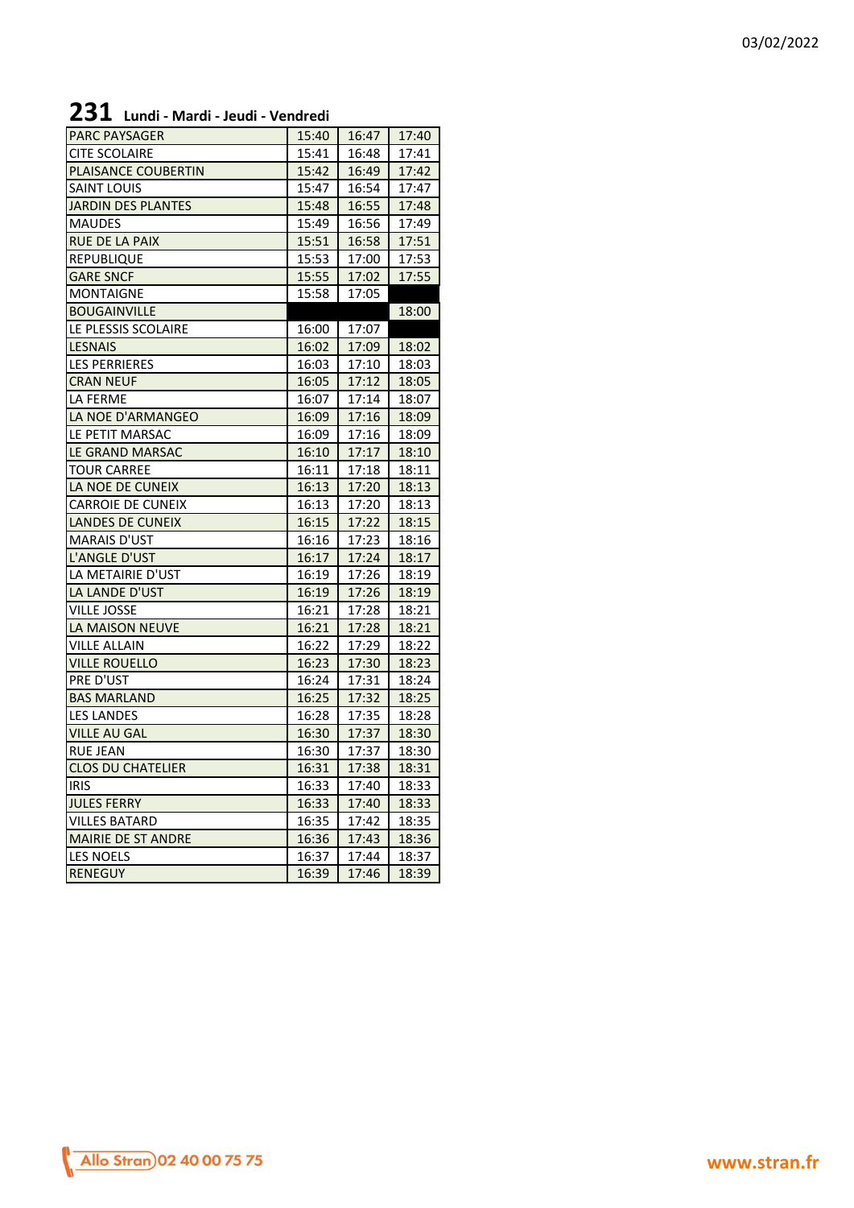## 231 Lundi - Mardi - Jeudi - Vendredi

| Arrêt | | | |
|---|---|---|---|
| PARC PAYSAGER | 15:40 | 16:47 | 17:40 |
| CITE SCOLAIRE | 15:41 | 16:48 | 17:41 |
| PLAISANCE COUBERTIN | 15:42 | 16:49 | 17:42 |
| SAINT LOUIS | 15:47 | 16:54 | 17:47 |
| JARDIN DES PLANTES | 15:48 | 16:55 | 17:48 |
| MAUDES | 15:49 | 16:56 | 17:49 |
| RUE DE LA PAIX | 15:51 | 16:58 | 17:51 |
| REPUBLIQUE | 15:53 | 17:00 | 17:53 |
| GARE SNCF | 15:55 | 17:02 | 17:55 |
| MONTAIGNE | 15:58 | 17:05 | |
| BOUGAINVILLE | | | 18:00 |
| LE PLESSIS SCOLAIRE | 16:00 | 17:07 | |
| LESNAIS | 16:02 | 17:09 | 18:02 |
| LES PERRIERES | 16:03 | 17:10 | 18:03 |
| CRAN NEUF | 16:05 | 17:12 | 18:05 |
| LA FERME | 16:07 | 17:14 | 18:07 |
| LA NOE D'ARMANGEO | 16:09 | 17:16 | 18:09 |
| LE PETIT MARSAC | 16:09 | 17:16 | 18:09 |
| LE GRAND MARSAC | 16:10 | 17:17 | 18:10 |
| TOUR CARREE | 16:11 | 17:18 | 18:11 |
| LA NOE DE CUNEIX | 16:13 | 17:20 | 18:13 |
| CARROIE DE CUNEIX | 16:13 | 17:20 | 18:13 |
| LANDES DE CUNEIX | 16:15 | 17:22 | 18:15 |
| MARAIS D'UST | 16:16 | 17:23 | 18:16 |
| L'ANGLE D'UST | 16:17 | 17:24 | 18:17 |
| LA METAIRIE D'UST | 16:19 | 17:26 | 18:19 |
| LA LANDE D'UST | 16:19 | 17:26 | 18:19 |
| VILLE JOSSE | 16:21 | 17:28 | 18:21 |
| LA MAISON NEUVE | 16:21 | 17:28 | 18:21 |
| VILLE ALLAIN | 16:22 | 17:29 | 18:22 |
| VILLE ROUELLO | 16:23 | 17:30 | 18:23 |
| PRE D'UST | 16:24 | 17:31 | 18:24 |
| BAS MARLAND | 16:25 | 17:32 | 18:25 |
| LES LANDES | 16:28 | 17:35 | 18:28 |
| VILLE AU GAL | 16:30 | 17:37 | 18:30 |
| RUE JEAN | 16:30 | 17:37 | 18:30 |
| CLOS DU CHATELIER | 16:31 | 17:38 | 18:31 |
| IRIS | 16:33 | 17:40 | 18:33 |
| JULES FERRY | 16:33 | 17:40 | 18:33 |
| VILLES BATARD | 16:35 | 17:42 | 18:35 |
| MAIRIE DE ST ANDRE | 16:36 | 17:43 | 18:36 |
| LES NOELS | 16:37 | 17:44 | 18:37 |
| RENEGUY | 16:39 | 17:46 | 18:39 |

Allo Stran 02 40 00 75 75 www.stran.fr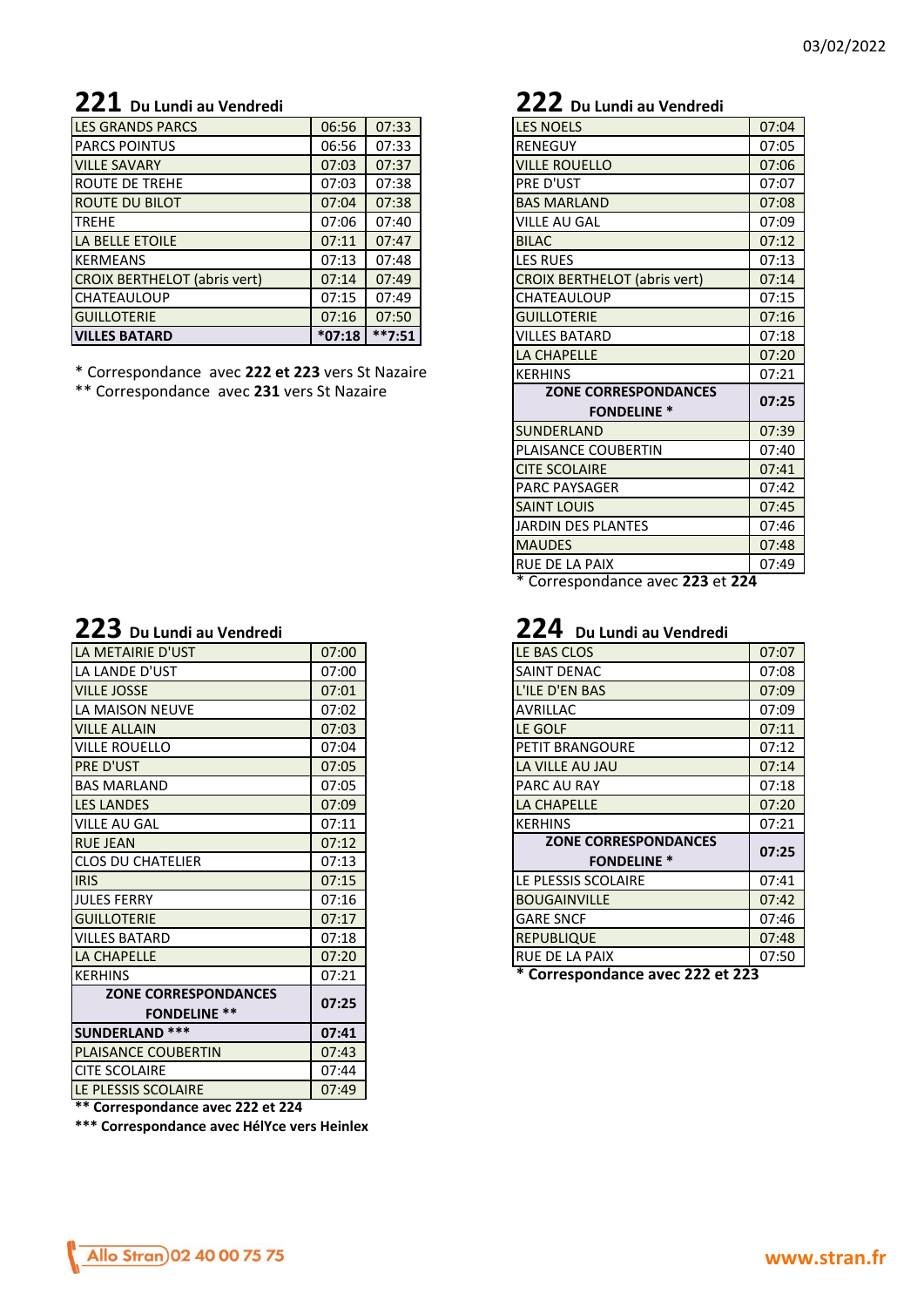03/02/2022

## 221 Du Lundi au Vendredi

| | | |
|---|---|---|
| LES GRANDS PARCS | 06:56 | 07:33 |
| PARCS POINTUS | 06:56 | 07:33 |
| VILLE SAVARY | 07:03 | 07:37 |
| ROUTE DE TREHE | 07:03 | 07:38 |
| ROUTE DU BILOT | 07:04 | 07:38 |
| TREHE | 07:06 | 07:40 |
| LA BELLE ETOILE | 07:11 | 07:47 |
| KERMEANS | 07:13 | 07:48 |
| CROIX BERTHELOT (abris vert) | 07:14 | 07:49 |
| CHATEAULOUP | 07:15 | 07:49 |
| GUILLOTERIE | 07:16 | 07:50 |
| **VILLES BATARD** | ***07:18** | ****7:51** |

\* Correspondance avec **222 et 223** vers St Nazaire
\** Correspondance avec **231** vers St Nazaire

## 222 Du Lundi au Vendredi

| | |
|---|---|
| LES NOELS | 07:04 |
| RENEGUY | 07:05 |
| VILLE ROUELLO | 07:06 |
| PRE D'UST | 07:07 |
| BAS MARLAND | 07:08 |
| VILLE AU GAL | 07:09 |
| BILAC | 07:12 |
| LES RUES | 07:13 |
| CROIX BERTHELOT (abris vert) | 07:14 |
| CHATEAULOUP | 07:15 |
| GUILLOTERIE | 07:16 |
| VILLES BATARD | 07:18 |
| LA CHAPELLE | 07:20 |
| KERHINS | 07:21 |
| **ZONE CORRESPONDANCES FONDELINE *** | **07:25** |
| SUNDERLAND | 07:39 |
| PLAISANCE COUBERTIN | 07:40 |
| CITE SCOLAIRE | 07:41 |
| PARC PAYSAGER | 07:42 |
| SAINT LOUIS | 07:45 |
| JARDIN DES PLANTES | 07:46 |
| MAUDES | 07:48 |
| RUE DE LA PAIX | 07:49 |

\* Correspondance avec **223** et **224**

## 223 Du Lundi au Vendredi

| | |
|---|---|
| LA METAIRIE D'UST | 07:00 |
| LA LANDE D'UST | 07:00 |
| VILLE JOSSE | 07:01 |
| LA MAISON NEUVE | 07:02 |
| VILLE ALLAIN | 07:03 |
| VILLE ROUELLO | 07:04 |
| PRE D'UST | 07:05 |
| BAS MARLAND | 07:05 |
| LES LANDES | 07:09 |
| VILLE AU GAL | 07:11 |
| RUE JEAN | 07:12 |
| CLOS DU CHATELIER | 07:13 |
| IRIS | 07:15 |
| JULES FERRY | 07:16 |
| GUILLOTERIE | 07:17 |
| VILLES BATARD | 07:18 |
| LA CHAPELLE | 07:20 |
| KERHINS | 07:21 |
| **ZONE CORRESPONDANCES FONDELINE **** | **07:25** |
| **SUNDERLAND ***** | **07:41** |
| PLAISANCE COUBERTIN | 07:43 |
| CITE SCOLAIRE | 07:44 |
| LE PLESSIS SCOLAIRE | 07:49 |

**\** Correspondance avec 222 et 224**

**\*** Correspondance avec HélYce vers Heinlex**

## 224 Du Lundi au Vendredi

| | |
|---|---|
| LE BAS CLOS | 07:07 |
| SAINT DENAC | 07:08 |
| L'ILE D'EN BAS | 07:09 |
| AVRILLAC | 07:09 |
| LE GOLF | 07:11 |
| PETIT BRANGOURE | 07:12 |
| LA VILLE AU JAU | 07:14 |
| PARC AU RAY | 07:18 |
| LA CHAPELLE | 07:20 |
| KERHINS | 07:21 |
| **ZONE CORRESPONDANCES FONDELINE *** | **07:25** |
| LE PLESSIS SCOLAIRE | 07:41 |
| BOUGAINVILLE | 07:42 |
| GARE SNCF | 07:46 |
| REPUBLIQUE | 07:48 |
| RUE DE LA PAIX | 07:50 |

**\* Correspondance avec 222 et 223**

Allo Stran 02 40 00 75 75

www.stran.fr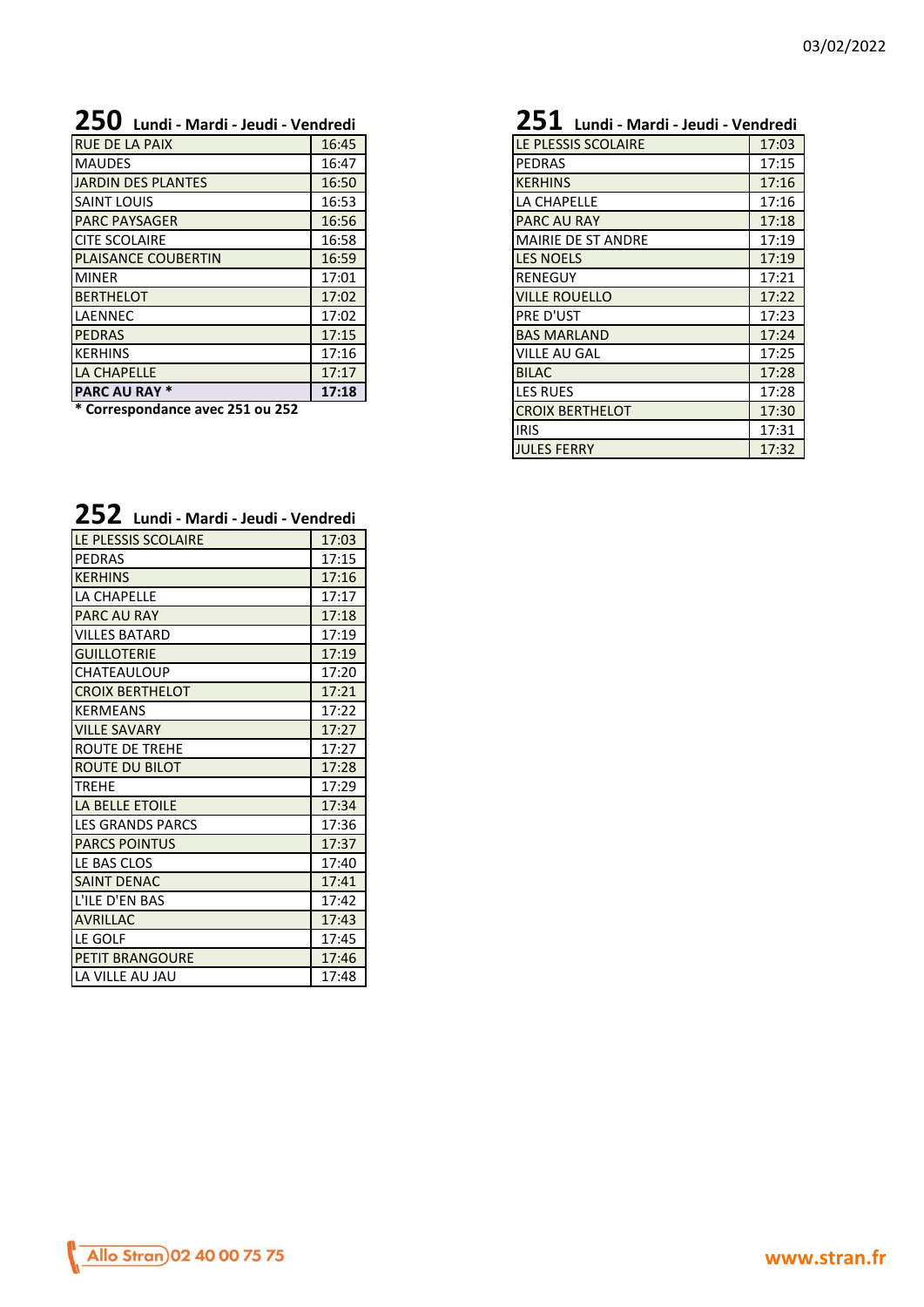03/02/2022

## 250 Lundi - Mardi - Jeudi - Vendredi

| | |
|---|---|
| RUE DE LA PAIX | 16:45 |
| MAUDES | 16:47 |
| JARDIN DES PLANTES | 16:50 |
| SAINT LOUIS | 16:53 |
| PARC PAYSAGER | 16:56 |
| CITE SCOLAIRE | 16:58 |
| PLAISANCE COUBERTIN | 16:59 |
| MINER | 17:01 |
| BERTHELOT | 17:02 |
| LAENNEC | 17:02 |
| PEDRAS | 17:15 |
| KERHINS | 17:16 |
| LA CHAPELLE | 17:17 |
| **PARC AU RAY *** | **17:18** |

**\* Correspondance avec 251 ou 252**

## 251 Lundi - Mardi - Jeudi - Vendredi

| | |
|---|---|
| LE PLESSIS SCOLAIRE | 17:03 |
| PEDRAS | 17:15 |
| KERHINS | 17:16 |
| LA CHAPELLE | 17:16 |
| PARC AU RAY | 17:18 |
| MAIRIE DE ST ANDRE | 17:19 |
| LES NOELS | 17:19 |
| RENEGUY | 17:21 |
| VILLE ROUELLO | 17:22 |
| PRE D'UST | 17:23 |
| BAS MARLAND | 17:24 |
| VILLE AU GAL | 17:25 |
| BILAC | 17:28 |
| LES RUES | 17:28 |
| CROIX BERTHELOT | 17:30 |
| IRIS | 17:31 |
| JULES FERRY | 17:32 |

## 252 Lundi - Mardi - Jeudi - Vendredi

| | |
|---|---|
| LE PLESSIS SCOLAIRE | 17:03 |
| PEDRAS | 17:15 |
| KERHINS | 17:16 |
| LA CHAPELLE | 17:17 |
| PARC AU RAY | 17:18 |
| VILLES BATARD | 17:19 |
| GUILLOTERIE | 17:19 |
| CHATEAULOUP | 17:20 |
| CROIX BERTHELOT | 17:21 |
| KERMEANS | 17:22 |
| VILLE SAVARY | 17:27 |
| ROUTE DE TREHE | 17:27 |
| ROUTE DU BILOT | 17:28 |
| TREHE | 17:29 |
| LA BELLE ETOILE | 17:34 |
| LES GRANDS PARCS | 17:36 |
| PARCS POINTUS | 17:37 |
| LE BAS CLOS | 17:40 |
| SAINT DENAC | 17:41 |
| L'ILE D'EN BAS | 17:42 |
| AVRILLAC | 17:43 |
| LE GOLF | 17:45 |
| PETIT BRANGOURE | 17:46 |
| LA VILLE AU JAU | 17:48 |

Allo Stran 02 40 00 75 75

www.stran.fr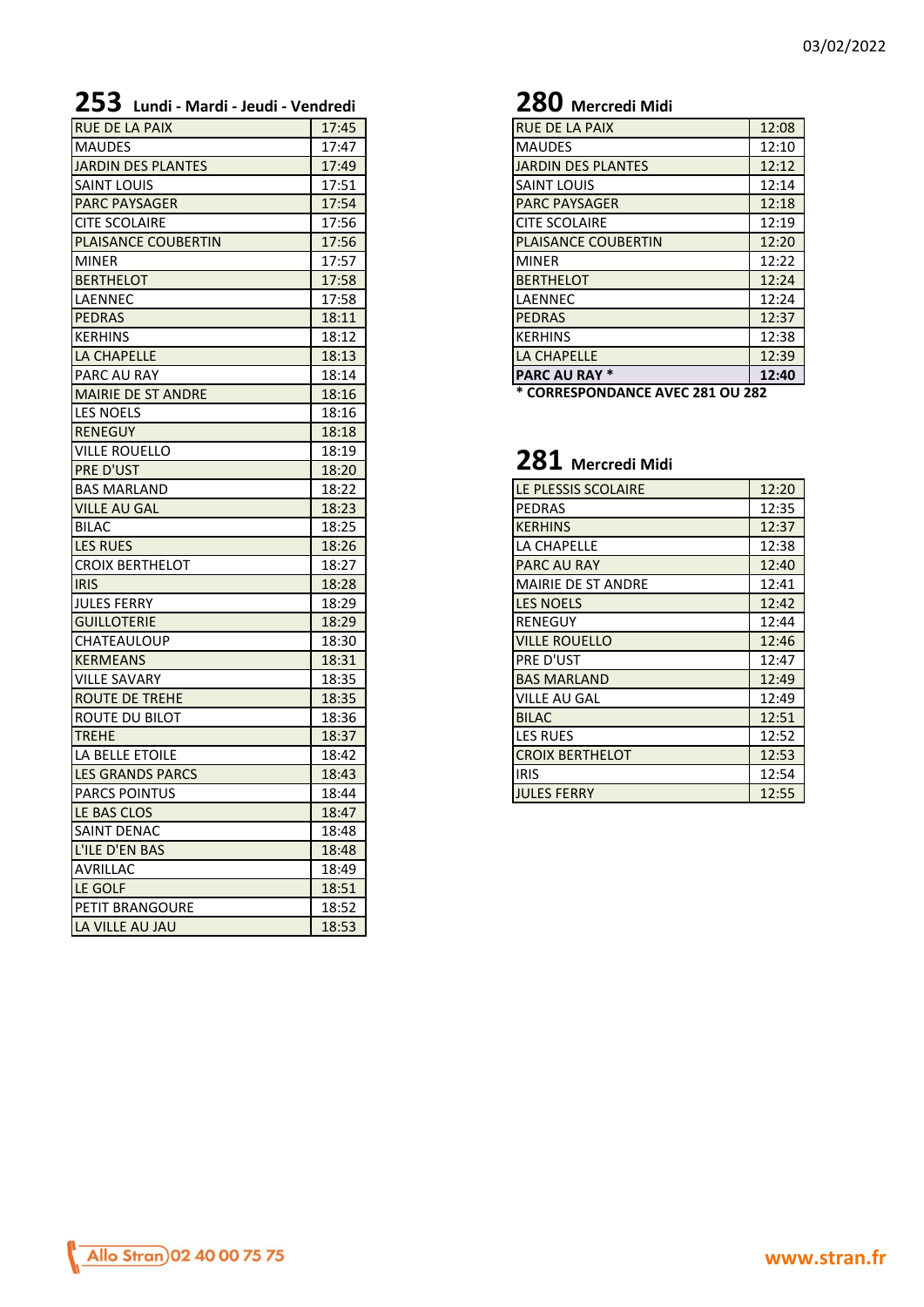## 253 Lundi - Mardi - Jeudi - Vendredi

| | |
|---|---|
| RUE DE LA PAIX | 17:45 |
| MAUDES | 17:47 |
| JARDIN DES PLANTES | 17:49 |
| SAINT LOUIS | 17:51 |
| PARC PAYSAGER | 17:54 |
| CITE SCOLAIRE | 17:56 |
| PLAISANCE COUBERTIN | 17:56 |
| MINER | 17:57 |
| BERTHELOT | 17:58 |
| LAENNEC | 17:58 |
| PEDRAS | 18:11 |
| KERHINS | 18:12 |
| LA CHAPELLE | 18:13 |
| PARC AU RAY | 18:14 |
| MAIRIE DE ST ANDRE | 18:16 |
| LES NOELS | 18:16 |
| RENEGUY | 18:18 |
| VILLE ROUELLO | 18:19 |
| PRE D'UST | 18:20 |
| BAS MARLAND | 18:22 |
| VILLE AU GAL | 18:23 |
| BILAC | 18:25 |
| LES RUES | 18:26 |
| CROIX BERTHELOT | 18:27 |
| IRIS | 18:28 |
| JULES FERRY | 18:29 |
| GUILLOTERIE | 18:29 |
| CHATEAULOUP | 18:30 |
| KERMEANS | 18:31 |
| VILLE SAVARY | 18:35 |
| ROUTE DE TREHE | 18:35 |
| ROUTE DU BILOT | 18:36 |
| TREHE | 18:37 |
| LA BELLE ETOILE | 18:42 |
| LES GRANDS PARCS | 18:43 |
| PARCS POINTUS | 18:44 |
| LE BAS CLOS | 18:47 |
| SAINT DENAC | 18:48 |
| L'ILE D'EN BAS | 18:48 |
| AVRILLAC | 18:49 |
| LE GOLF | 18:51 |
| PETIT BRANGOURE | 18:52 |
| LA VILLE AU JAU | 18:53 |

## 280 Mercredi Midi

| | |
|---|---|
| RUE DE LA PAIX | 12:08 |
| MAUDES | 12:10 |
| JARDIN DES PLANTES | 12:12 |
| SAINT LOUIS | 12:14 |
| PARC PAYSAGER | 12:18 |
| CITE SCOLAIRE | 12:19 |
| PLAISANCE COUBERTIN | 12:20 |
| MINER | 12:22 |
| BERTHELOT | 12:24 |
| LAENNEC | 12:24 |
| PEDRAS | 12:37 |
| KERHINS | 12:38 |
| LA CHAPELLE | 12:39 |
| **PARC AU RAY *** | **12:40** |

**\* CORRESPONDANCE AVEC 281 OU 282**

## 281 Mercredi Midi

| | |
|---|---|
| LE PLESSIS SCOLAIRE | 12:20 |
| PEDRAS | 12:35 |
| KERHINS | 12:37 |
| LA CHAPELLE | 12:38 |
| PARC AU RAY | 12:40 |
| MAIRIE DE ST ANDRE | 12:41 |
| LES NOELS | 12:42 |
| RENEGUY | 12:44 |
| VILLE ROUELLO | 12:46 |
| PRE D'UST | 12:47 |
| BAS MARLAND | 12:49 |
| VILLE AU GAL | 12:49 |
| BILAC | 12:51 |
| LES RUES | 12:52 |
| CROIX BERTHELOT | 12:53 |
| IRIS | 12:54 |
| JULES FERRY | 12:55 |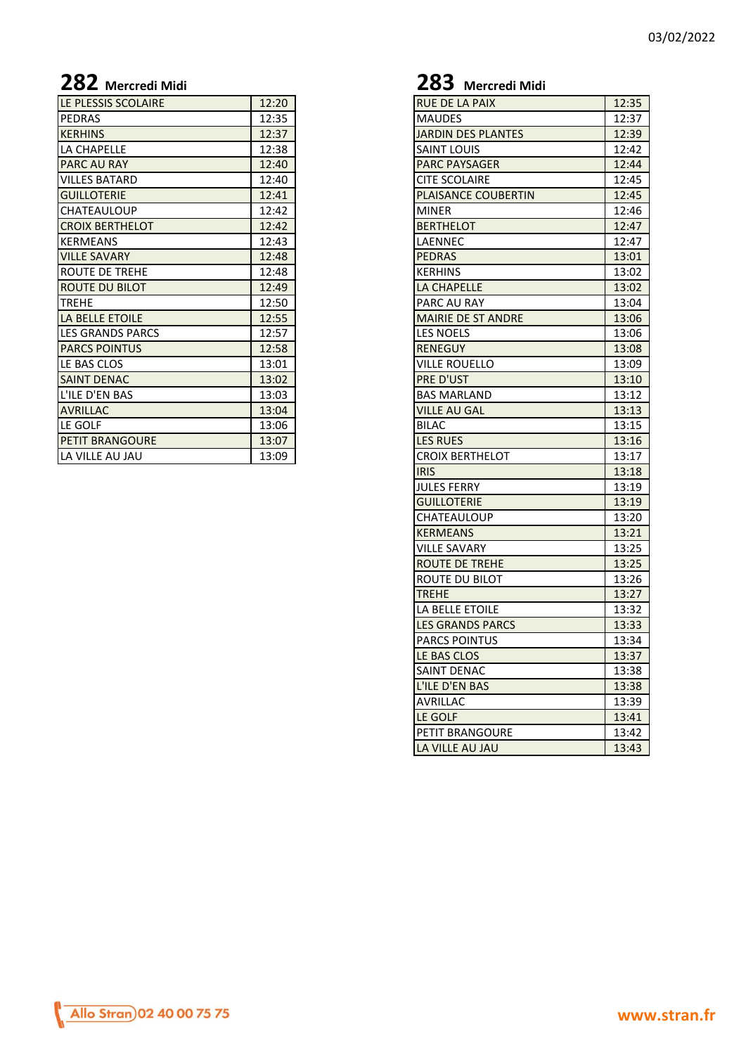03/02/2022

## 282 Mercredi Midi

| LE PLESSIS SCOLAIRE | 12:20 |
|---|---|
| PEDRAS | 12:35 |
| KERHINS | 12:37 |
| LA CHAPELLE | 12:38 |
| PARC AU RAY | 12:40 |
| VILLES BATARD | 12:40 |
| GUILLOTERIE | 12:41 |
| CHATEAULOUP | 12:42 |
| CROIX BERTHELOT | 12:42 |
| KERMEANS | 12:43 |
| VILLE SAVARY | 12:48 |
| ROUTE DE TREHE | 12:48 |
| ROUTE DU BILOT | 12:49 |
| TREHE | 12:50 |
| LA BELLE ETOILE | 12:55 |
| LES GRANDS PARCS | 12:57 |
| PARCS POINTUS | 12:58 |
| LE BAS CLOS | 13:01 |
| SAINT DENAC | 13:02 |
| L'ILE D'EN BAS | 13:03 |
| AVRILLAC | 13:04 |
| LE GOLF | 13:06 |
| PETIT BRANGOURE | 13:07 |
| LA VILLE AU JAU | 13:09 |

## 283 Mercredi Midi

| RUE DE LA PAIX | 12:35 |
|---|---|
| MAUDES | 12:37 |
| JARDIN DES PLANTES | 12:39 |
| SAINT LOUIS | 12:42 |
| PARC PAYSAGER | 12:44 |
| CITE SCOLAIRE | 12:45 |
| PLAISANCE COUBERTIN | 12:45 |
| MINER | 12:46 |
| BERTHELOT | 12:47 |
| LAENNEC | 12:47 |
| PEDRAS | 13:01 |
| KERHINS | 13:02 |
| LA CHAPELLE | 13:02 |
| PARC AU RAY | 13:04 |
| MAIRIE DE ST ANDRE | 13:06 |
| LES NOELS | 13:06 |
| RENEGUY | 13:08 |
| VILLE ROUELLO | 13:09 |
| PRE D'UST | 13:10 |
| BAS MARLAND | 13:12 |
| VILLE AU GAL | 13:13 |
| BILAC | 13:15 |
| LES RUES | 13:16 |
| CROIX BERTHELOT | 13:17 |
| IRIS | 13:18 |
| JULES FERRY | 13:19 |
| GUILLOTERIE | 13:19 |
| CHATEAULOUP | 13:20 |
| KERMEANS | 13:21 |
| VILLE SAVARY | 13:25 |
| ROUTE DE TREHE | 13:25 |
| ROUTE DU BILOT | 13:26 |
| TREHE | 13:27 |
| LA BELLE ETOILE | 13:32 |
| LES GRANDS PARCS | 13:33 |
| PARCS POINTUS | 13:34 |
| LE BAS CLOS | 13:37 |
| SAINT DENAC | 13:38 |
| L'ILE D'EN BAS | 13:38 |
| AVRILLAC | 13:39 |
| LE GOLF | 13:41 |
| PETIT BRANGOURE | 13:42 |
| LA VILLE AU JAU | 13:43 |

Allo Stran 02 40 00 75 75

www.stran.fr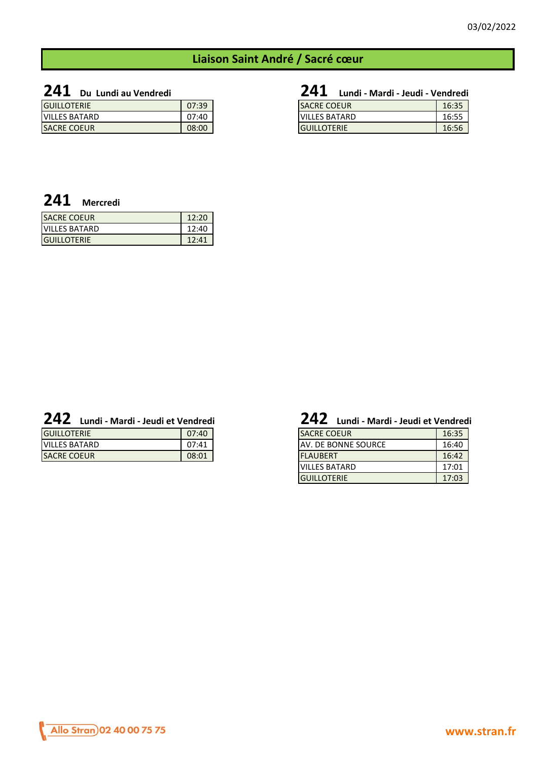03/02/2022

## Liaison Saint André / Sacré cœur

### 241 Du Lundi au Vendredi

| | |
|---|---|
| GUILLOTERIE | 07:39 |
| VILLES BATARD | 07:40 |
| SACRE COEUR | 08:00 |

### 241 Lundi - Mardi - Jeudi - Vendredi

| | |
|---|---|
| SACRE COEUR | 16:35 |
| VILLES BATARD | 16:55 |
| GUILLOTERIE | 16:56 |

### 241 Mercredi

| | |
|---|---|
| SACRE COEUR | 12:20 |
| VILLES BATARD | 12:40 |
| GUILLOTERIE | 12:41 |

### 242 Lundi - Mardi - Jeudi et Vendredi

| | |
|---|---|
| GUILLOTERIE | 07:40 |
| VILLES BATARD | 07:41 |
| SACRE COEUR | 08:01 |

### 242 Lundi - Mardi - Jeudi et Vendredi

| | |
|---|---|
| SACRE COEUR | 16:35 |
| AV. DE BONNE SOURCE | 16:40 |
| FLAUBERT | 16:42 |
| VILLES BATARD | 17:01 |
| GUILLOTERIE | 17:03 |

Allo Stran 02 40 00 75 75

www.stran.fr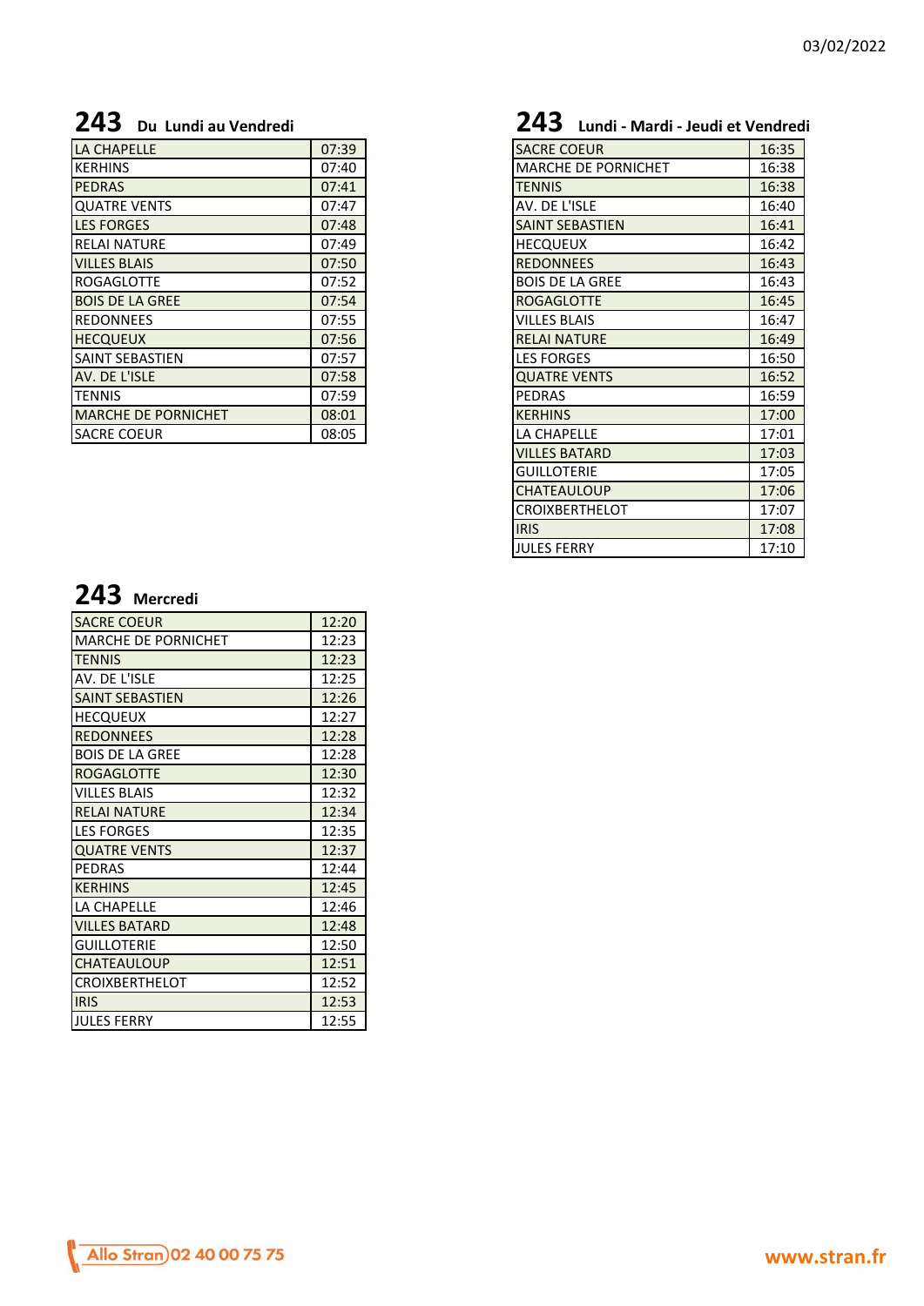03/02/2022

## 243 Du Lundi au Vendredi

| | |
|---|---|
| LA CHAPELLE | 07:39 |
| KERHINS | 07:40 |
| PEDRAS | 07:41 |
| QUATRE VENTS | 07:47 |
| LES FORGES | 07:48 |
| RELAI NATURE | 07:49 |
| VILLES BLAIS | 07:50 |
| ROGAGLOTTE | 07:52 |
| BOIS DE LA GREE | 07:54 |
| REDONNEES | 07:55 |
| HECQUEUX | 07:56 |
| SAINT SEBASTIEN | 07:57 |
| AV. DE L'ISLE | 07:58 |
| TENNIS | 07:59 |
| MARCHE DE PORNICHET | 08:01 |
| SACRE COEUR | 08:05 |

## 243 Lundi - Mardi - Jeudi et Vendredi

| | |
|---|---|
| SACRE COEUR | 16:35 |
| MARCHE DE PORNICHET | 16:38 |
| TENNIS | 16:38 |
| AV. DE L'ISLE | 16:40 |
| SAINT SEBASTIEN | 16:41 |
| HECQUEUX | 16:42 |
| REDONNEES | 16:43 |
| BOIS DE LA GREE | 16:43 |
| ROGAGLOTTE | 16:45 |
| VILLES BLAIS | 16:47 |
| RELAI NATURE | 16:49 |
| LES FORGES | 16:50 |
| QUATRE VENTS | 16:52 |
| PEDRAS | 16:59 |
| KERHINS | 17:00 |
| LA CHAPELLE | 17:01 |
| VILLES BATARD | 17:03 |
| GUILLOTERIE | 17:05 |
| CHATEAULOUP | 17:06 |
| CROIXBERTHELOT | 17:07 |
| IRIS | 17:08 |
| JULES FERRY | 17:10 |

## 243 Mercredi

| | |
|---|---|
| SACRE COEUR | 12:20 |
| MARCHE DE PORNICHET | 12:23 |
| TENNIS | 12:23 |
| AV. DE L'ISLE | 12:25 |
| SAINT SEBASTIEN | 12:26 |
| HECQUEUX | 12:27 |
| REDONNEES | 12:28 |
| BOIS DE LA GREE | 12:28 |
| ROGAGLOTTE | 12:30 |
| VILLES BLAIS | 12:32 |
| RELAI NATURE | 12:34 |
| LES FORGES | 12:35 |
| QUATRE VENTS | 12:37 |
| PEDRAS | 12:44 |
| KERHINS | 12:45 |
| LA CHAPELLE | 12:46 |
| VILLES BATARD | 12:48 |
| GUILLOTERIE | 12:50 |
| CHATEAULOUP | 12:51 |
| CROIXBERTHELOT | 12:52 |
| IRIS | 12:53 |
| JULES FERRY | 12:55 |

Allo Stran 02 40 00 75 75

www.stran.fr